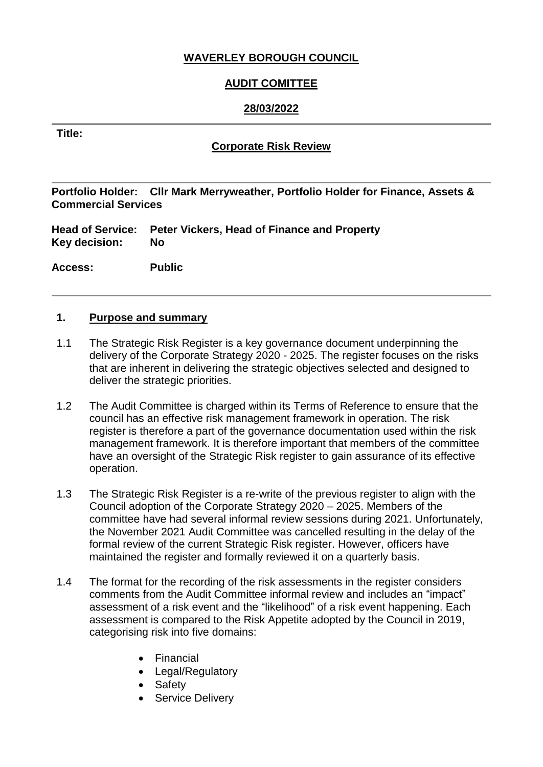**WAVERLEY BOROUGH COUNCIL**

**AUDIT COMITTEE**

**28/03/2022**

---

**Title:**

**Corporate Risk Review**

---

**Portfolio Holder:** **Cllr Mark Merryweather, Portfolio Holder for Finance, Assets & Commercial Services**

**Head of Service:** **Peter Vickers, Head of Finance and Property**
**Key decision:** **No**

**Access:** **Public**

---

## 1. Purpose and summary

1.1 The Strategic Risk Register is a key governance document underpinning the delivery of the Corporate Strategy 2020 - 2025. The register focuses on the risks that are inherent in delivering the strategic objectives selected and designed to deliver the strategic priorities.

1.2 The Audit Committee is charged within its Terms of Reference to ensure that the council has an effective risk management framework in operation. The risk register is therefore a part of the governance documentation used within the risk management framework. It is therefore important that members of the committee have an oversight of the Strategic Risk register to gain assurance of its effective operation.

1.3 The Strategic Risk Register is a re-write of the previous register to align with the Council adoption of the Corporate Strategy 2020 – 2025. Members of the committee have had several informal review sessions during 2021. Unfortunately, the November 2021 Audit Committee was cancelled resulting in the delay of the formal review of the current Strategic Risk register. However, officers have maintained the register and formally reviewed it on a quarterly basis.

1.4 The format for the recording of the risk assessments in the register considers comments from the Audit Committee informal review and includes an "impact" assessment of a risk event and the "likelihood" of a risk event happening. Each assessment is compared to the Risk Appetite adopted by the Council in 2019, categorising risk into five domains:

- Financial
- Legal/Regulatory
- Safety
- Service Delivery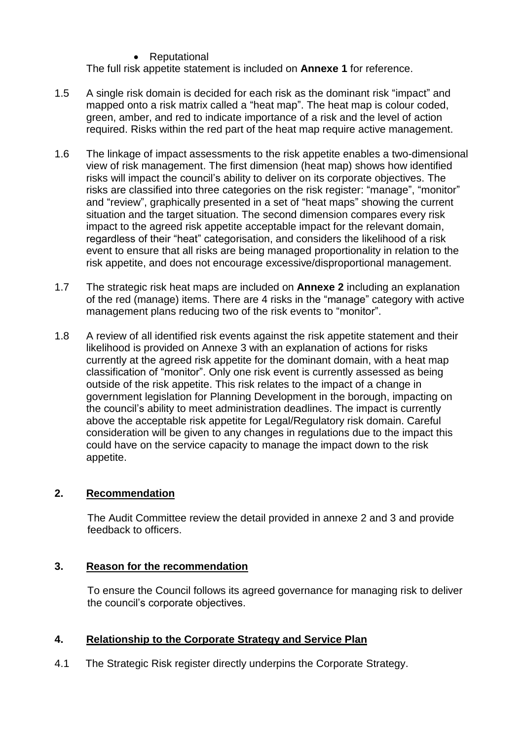- Reputational

The full risk appetite statement is included on **Annexe 1** for reference.

1.5 A single risk domain is decided for each risk as the dominant risk "impact" and mapped onto a risk matrix called a "heat map". The heat map is colour coded, green, amber, and red to indicate importance of a risk and the level of action required. Risks within the red part of the heat map require active management.

1.6 The linkage of impact assessments to the risk appetite enables a two-dimensional view of risk management. The first dimension (heat map) shows how identified risks will impact the council's ability to deliver on its corporate objectives. The risks are classified into three categories on the risk register: "manage", "monitor" and "review", graphically presented in a set of "heat maps" showing the current situation and the target situation. The second dimension compares every risk impact to the agreed risk appetite acceptable impact for the relevant domain, regardless of their "heat" categorisation, and considers the likelihood of a risk event to ensure that all risks are being managed proportionality in relation to the risk appetite, and does not encourage excessive/disproportional management.

1.7 The strategic risk heat maps are included on **Annexe 2** including an explanation of the red (manage) items. There are 4 risks in the "manage" category with active management plans reducing two of the risk events to "monitor".

1.8 A review of all identified risk events against the risk appetite statement and their likelihood is provided on Annexe 3 with an explanation of actions for risks currently at the agreed risk appetite for the dominant domain, with a heat map classification of "monitor". Only one risk event is currently assessed as being outside of the risk appetite. This risk relates to the impact of a change in government legislation for Planning Development in the borough, impacting on the council's ability to meet administration deadlines. The impact is currently above the acceptable risk appetite for Legal/Regulatory risk domain. Careful consideration will be given to any changes in regulations due to the impact this could have on the service capacity to manage the impact down to the risk appetite.

## 2. Recommendation

The Audit Committee review the detail provided in annexe 2 and 3 and provide feedback to officers.

## 3. Reason for the recommendation

To ensure the Council follows its agreed governance for managing risk to deliver the council's corporate objectives.

## 4. Relationship to the Corporate Strategy and Service Plan

4.1 The Strategic Risk register directly underpins the Corporate Strategy.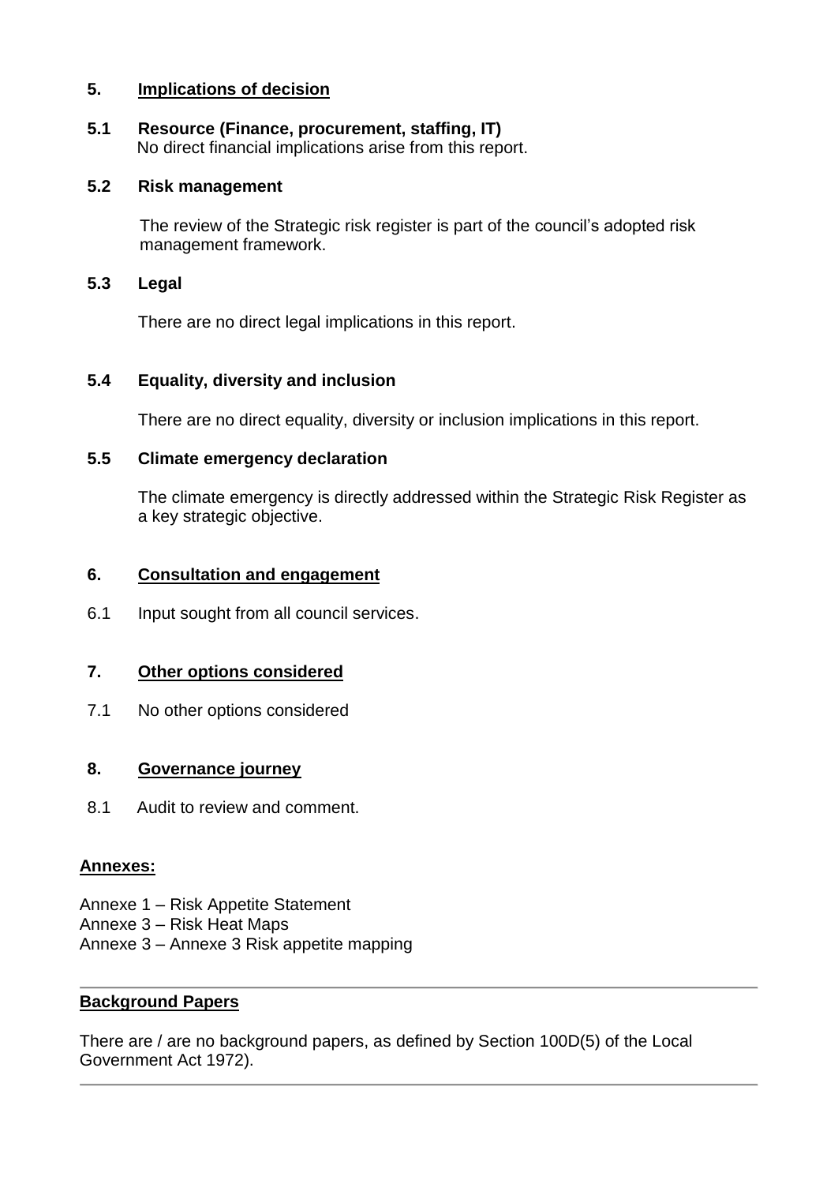## 5. Implications of decision

### 5.1 Resource (Finance, procurement, staffing, IT)

No direct financial implications arise from this report.

### 5.2 Risk management

The review of the Strategic risk register is part of the council's adopted risk management framework.

### 5.3 Legal

There are no direct legal implications in this report.

### 5.4 Equality, diversity and inclusion

There are no direct equality, diversity or inclusion implications in this report.

### 5.5 Climate emergency declaration

The climate emergency is directly addressed within the Strategic Risk Register as a key strategic objective.

## 6. Consultation and engagement

6.1 Input sought from all council services.

## 7. Other options considered

7.1 No other options considered

## 8. Governance journey

8.1 Audit to review and comment.

**Annexes:**

Annexe 1 – Risk Appetite Statement
Annexe 3 – Risk Heat Maps
Annexe 3 – Annexe 3 Risk appetite mapping

---

**Background Papers**

There are / are no background papers, as defined by Section 100D(5) of the Local Government Act 1972).

---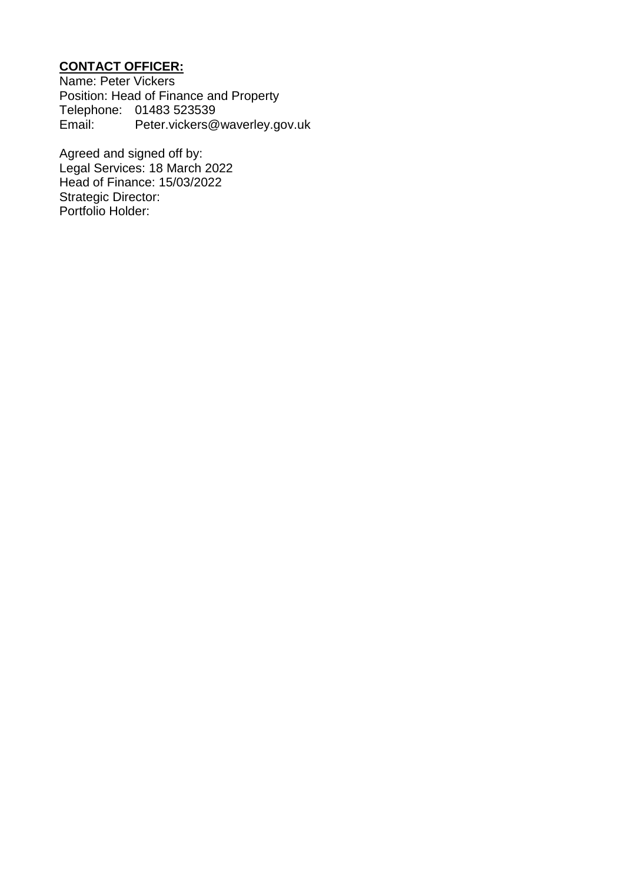**CONTACT OFFICER:**

Name: Peter Vickers
Position: Head of Finance and Property
Telephone: 01483 523539
Email: Peter.vickers@waverley.gov.uk

Agreed and signed off by:
Legal Services: 18 March 2022
Head of Finance: 15/03/2022
Strategic Director:
Portfolio Holder: